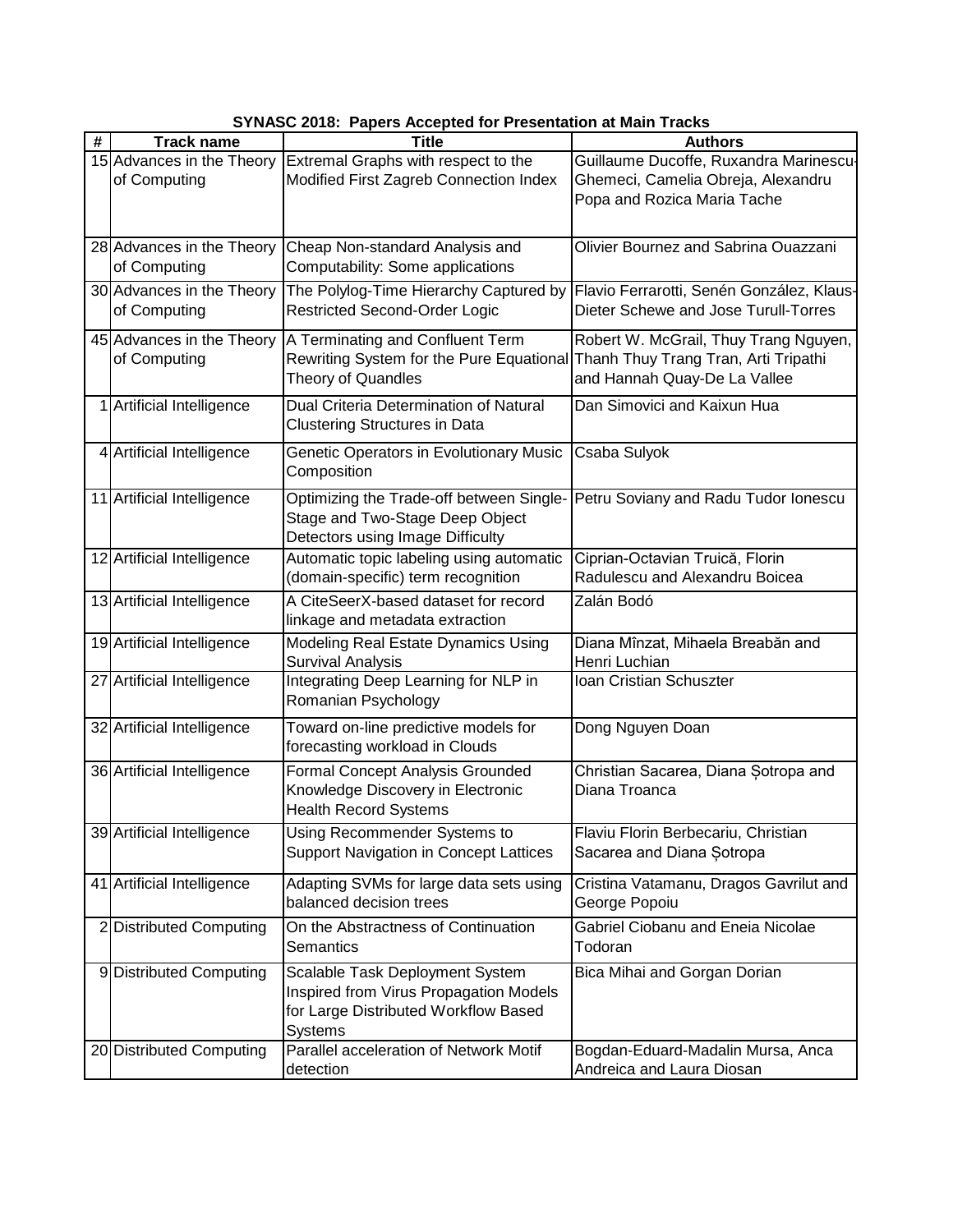**SYNASC 2018: Papers Accepted for Presentation at Main Tracks**

| # | Track name | Title | Authors |
|---|---|---|---|
| 15 | Advances in the Theory of Computing | Extremal Graphs with respect to the Modified First Zagreb Connection Index | Guillaume Ducoffe, Ruxandra Marinescu-Ghemeci, Camelia Obreja, Alexandru Popa and Rozica Maria Tache |
| 28 | Advances in the Theory of Computing | Cheap Non-standard Analysis and Computability: Some applications | Olivier Bournez and Sabrina Ouazzani |
| 30 | Advances in the Theory of Computing | The Polylog-Time Hierarchy Captured by Restricted Second-Order Logic | Flavio Ferrarotti, Senén González, Klaus-Dieter Schewe and Jose Turull-Torres |
| 45 | Advances in the Theory of Computing | A Terminating and Confluent Term Rewriting System for the Pure Equational Theory of Quandles | Robert W. McGrail, Thuy Trang Nguyen, Thanh Thuy Trang Tran, Arti Tripathi and Hannah Quay-De La Vallee |
| 1 | Artificial Intelligence | Dual Criteria Determination of Natural Clustering Structures in Data | Dan Simovici and Kaixun Hua |
| 4 | Artificial Intelligence | Genetic Operators in Evolutionary Music Composition | Csaba Sulyok |
| 11 | Artificial Intelligence | Optimizing the Trade-off between Single-Stage and Two-Stage Deep Object Detectors using Image Difficulty | Petru Soviany and Radu Tudor Ionescu |
| 12 | Artificial Intelligence | Automatic topic labeling using automatic (domain-specific) term recognition | Ciprian-Octavian Truică, Florin Radulescu and Alexandru Boicea |
| 13 | Artificial Intelligence | A CiteSeerX-based dataset for record linkage and metadata extraction | Zalán Bodó |
| 19 | Artificial Intelligence | Modeling Real Estate Dynamics Using Survival Analysis | Diana Mînzat, Mihaela Breabăn and Henri Luchian |
| 27 | Artificial Intelligence | Integrating Deep Learning for NLP in Romanian Psychology | Ioan Cristian Schuszter |
| 32 | Artificial Intelligence | Toward on-line predictive models for forecasting workload in Clouds | Dong Nguyen Doan |
| 36 | Artificial Intelligence | Formal Concept Analysis Grounded Knowledge Discovery in Electronic Health Record Systems | Christian Sacarea, Diana Șotropa and Diana Troanca |
| 39 | Artificial Intelligence | Using Recommender Systems to Support Navigation in Concept Lattices | Flaviu Florin Berbecariu, Christian Sacarea and Diana Șotropa |
| 41 | Artificial Intelligence | Adapting SVMs for large data sets using balanced decision trees | Cristina Vatamanu, Dragos Gavrilut and George Popoiu |
| 2 | Distributed Computing | On the Abstractness of Continuation Semantics | Gabriel Ciobanu and Eneia Nicolae Todoran |
| 9 | Distributed Computing | Scalable Task Deployment System Inspired from Virus Propagation Models for Large Distributed Workflow Based Systems | Bica Mihai and Gorgan Dorian |
| 20 | Distributed Computing | Parallel acceleration of Network Motif detection | Bogdan-Eduard-Madalin Mursa, Anca Andreica and Laura Diosan |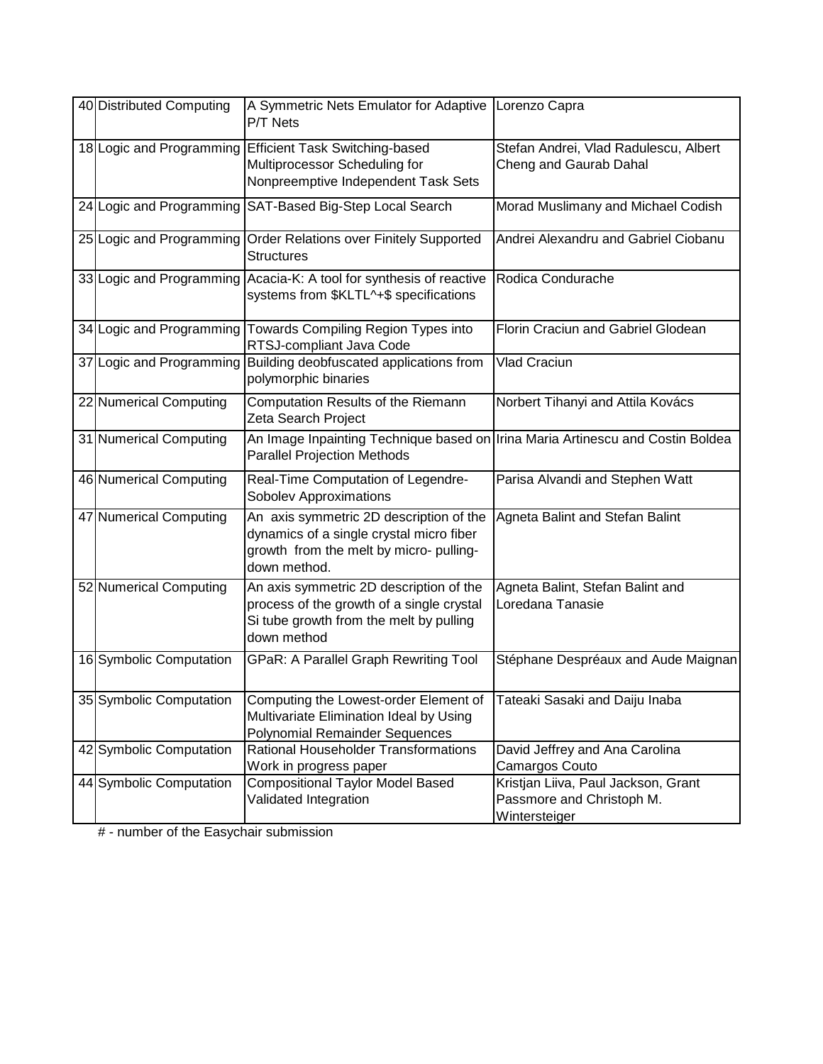| | | | |
|---|---|---|---|
| 40 | Distributed Computing | A Symmetric Nets Emulator for Adaptive P/T Nets | Lorenzo Capra |
| 18 | Logic and Programming | Efficient Task Switching-based Multiprocessor Scheduling for Nonpreemptive Independent Task Sets | Stefan Andrei, Vlad Radulescu, Albert Cheng and Gaurab Dahal |
| 24 | Logic and Programming | SAT-Based Big-Step Local Search | Morad Muslimany and Michael Codish |
| 25 | Logic and Programming | Order Relations over Finitely Supported Structures | Andrei Alexandru and Gabriel Ciobanu |
| 33 | Logic and Programming | Acacia-K: A tool for synthesis of reactive systems from $KLTL^+$ specifications | Rodica Condurache |
| 34 | Logic and Programming | Towards Compiling Region Types into RTSJ-compliant Java Code | Florin Craciun and Gabriel Glodean |
| 37 | Logic and Programming | Building deobfuscated applications from polymorphic binaries | Vlad Craciun |
| 22 | Numerical Computing | Computation Results of the Riemann Zeta Search Project | Norbert Tihanyi and Attila Kovács |
| 31 | Numerical Computing | An Image Inpainting Technique based on Parallel Projection Methods | Irina Maria Artinescu and Costin Boldea |
| 46 | Numerical Computing | Real-Time Computation of Legendre-Sobolev Approximations | Parisa Alvandi and Stephen Watt |
| 47 | Numerical Computing | An axis symmetric 2D description of the dynamics of a single crystal micro fiber growth from the melt by micro- pulling-down method. | Agneta Balint and Stefan Balint |
| 52 | Numerical Computing | An axis symmetric 2D description of the process of the growth of a single crystal Si tube growth from the melt by pulling down method | Agneta Balint, Stefan Balint and Loredana Tanasie |
| 16 | Symbolic Computation | GPaR: A Parallel Graph Rewriting Tool | Stéphane Despréaux and Aude Maignan |
| 35 | Symbolic Computation | Computing the Lowest-order Element of Multivariate Elimination Ideal by Using Polynomial Remainder Sequences | Tateaki Sasaki and Daiju Inaba |
| 42 | Symbolic Computation | Rational Householder Transformations Work in progress paper | David Jeffrey and Ana Carolina Camargos Couto |
| 44 | Symbolic Computation | Compositional Taylor Model Based Validated Integration | Kristjan Liiva, Paul Jackson, Grant Passmore and Christoph M. Wintersteiger |

# - number of the Easychair submission